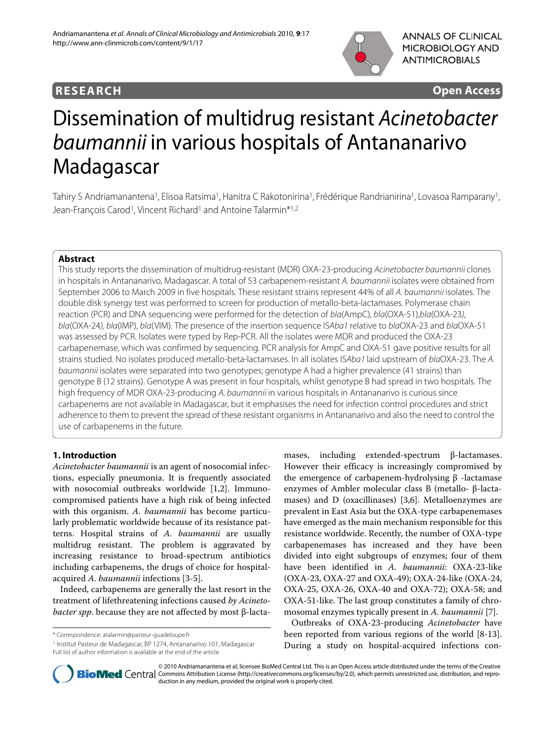**RESEARCH** **Open Access**

# Dissemination of multidrug resistant *Acinetobacter baumannii* in various hospitals of Antananarivo Madagascar

Tahiry S Andriamanantena[1], Elisoa Ratsima[1], Hanitra C Rakotonirina[1], Frédérique Randrianirina[1], Lovasoa Ramparany[1], Jean-François Carod[1], Vincent Richard[1] and Antoine Talarmin*[1,2]

## Abstract

This study reports the dissemination of multidrug-resistant (MDR) OXA-23-producing *Acinetobacter baumannii* clones in hospitals in Antananarivo, Madagascar. A total of 53 carbapenem-resistant *A. baumannii* isolates were obtained from September 2006 to March 2009 in five hospitals. These resistant strains represent 44% of all *A. baumannii* isolates. The double disk synergy test was performed to screen for production of metallo-beta-lactamases. Polymerase chain reaction (PCR) and DNA sequencing were performed for the detection of *bla*(AmpC), *bla*(OXA-51), *bla*(OXA-23), *bla*(OXA-24), *bla*(IMP), *bla*(VIM). The presence of the insertion sequence IS*Aba1* relative to *bla*OXA-23 and *bla*OXA-51 was assessed by PCR. Isolates were typed by Rep-PCR. All the isolates were MDR and produced the OXA-23 carbapenemase, which was confirmed by sequencing. PCR analysis for AmpC and OXA-51 gave positive results for all strains studied. No isolates produced metallo-beta-lactamases. In all isolates IS*Aba1* laid upstream of *bla*OXA-23. The *A. baumannii* isolates were separated into two genotypes; genotype A had a higher prevalence (41 strains) than genotype B (12 strains). Genotype A was present in four hospitals, whilst genotype B had spread in two hospitals. The high frequency of MDR OXA-23-producing *A. baumannii* in various hospitals in Antananarivo is curious since carbapenems are not available in Madagascar, but it emphasises the need for infection control procedures and strict adherence to them to prevent the spread of these resistant organisms in Antananarivo and also the need to control the use of carbapenems in the future.

## 1. Introduction

*Acinetobacter baumannii* is an agent of nosocomial infections, especially pneumonia. It is frequently associated with nosocomial outbreaks worldwide [1,2]. Immunocompromised patients have a high risk of being infected with this organism. *A. baumannii* has become particularly problematic worldwide because of its resistance patterns. Hospital strains of *A. baumannii* are usually multidrug resistant. The problem is aggravated by increasing resistance to broad-spectrum antibiotics including carbapenems, the drugs of choice for hospital-acquired *A. baumannii* infections [3-5].

Indeed, carbapenems are generally the last resort in the treatment of lifethreatening infections caused *by Acinetobacter spp*. because they are not affected by most β-lactamases, including extended-spectrum β-lactamases. However their efficacy is increasingly compromised by the emergence of carbapenem-hydrolysing β -lactamase enzymes of Ambler molecular class B (metallo- β-lactamases) and D (oxacillinases) [3,6]. Metalloenzymes are prevalent in East Asia but the OXA-type carbapenemases have emerged as the main mechanism responsible for this resistance worldwide. Recently, the number of OXA-type carbapenemases has increased and they have been divided into eight subgroups of enzymes; four of them have been identified in *A. baumannii*: OXA-23-like (OXA-23, OXA-27 and OXA-49); OXA-24-like (OXA-24, OXA-25, OXA-26, OXA-40 and OXA-72); OXA-58; and OXA-51-like. The last group constitutes a family of chromosomal enzymes typically present in *A. baumannii* [7].

Outbreaks of OXA-23-producing *Acinetobacter* have been reported from various regions of the world [8-13]. During a study on hospital-acquired infections con-

\* Correspondence: atalarmin@pasteur-guadeloupe.fr

[1] Institut Pasteur de Madagascar, BP 1274, Antananarivo 101, Madagascar

Full list of author information is available at the end of the article

© 2010 Andriamanantena et al; licensee BioMed Central Ltd. This is an Open Access article distributed under the terms of the Creative Commons Attribution License (http://creativecommons.org/licenses/by/2.0), which permits unrestricted use, distribution, and reproduction in any medium, provided the original work is properly cited.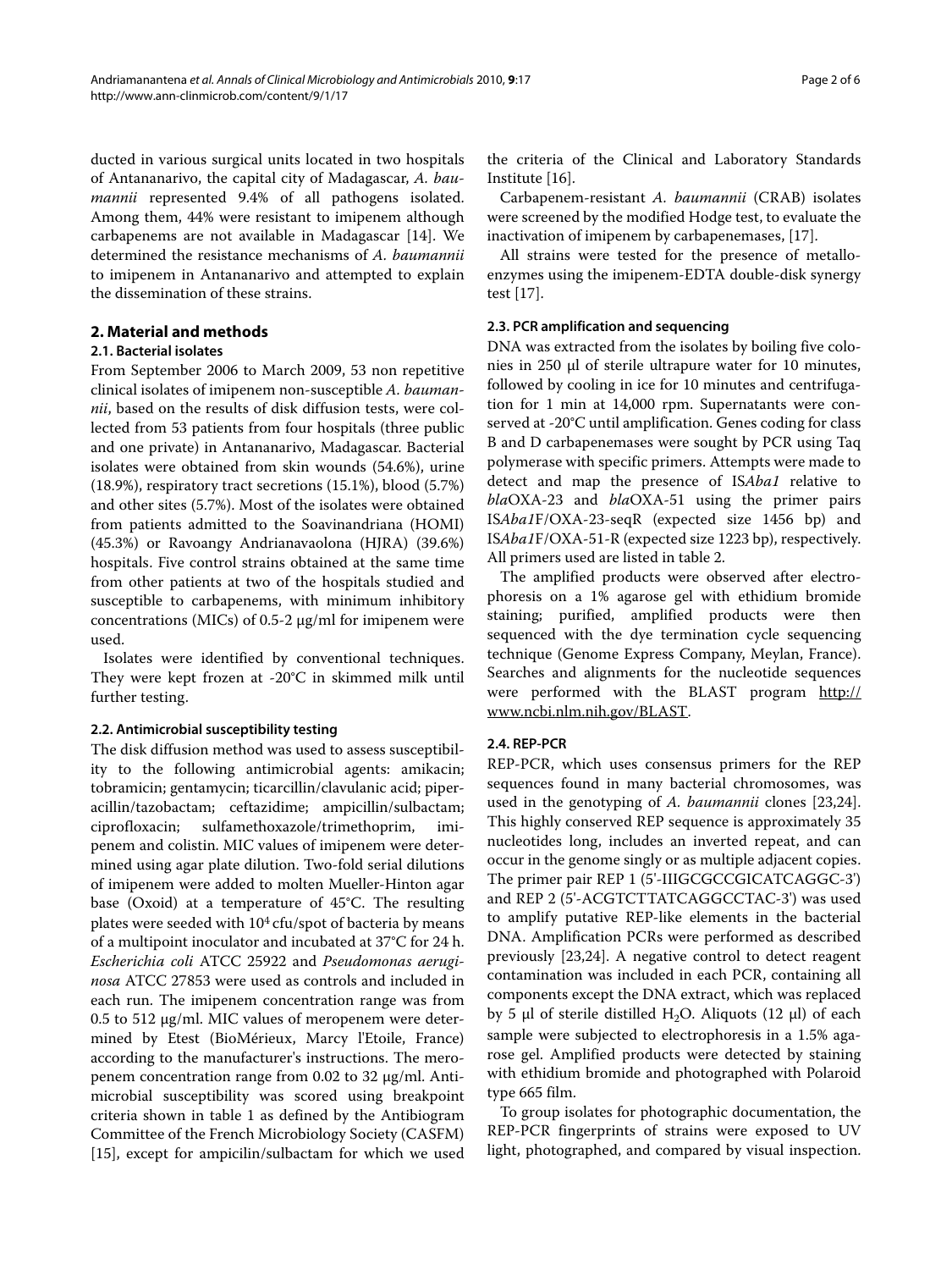ducted in various surgical units located in two hospitals of Antananarivo, the capital city of Madagascar, *A. baumannii* represented 9.4% of all pathogens isolated. Among them, 44% were resistant to imipenem although carbapenems are not available in Madagascar [14]. We determined the resistance mechanisms of *A. baumannii* to imipenem in Antananarivo and attempted to explain the dissemination of these strains.

## 2. Material and methods

### 2.1. Bacterial isolates

From September 2006 to March 2009, 53 non repetitive clinical isolates of imipenem non-susceptible *A. baumannii*, based on the results of disk diffusion tests, were collected from 53 patients from four hospitals (three public and one private) in Antananarivo, Madagascar. Bacterial isolates were obtained from skin wounds (54.6%), urine (18.9%), respiratory tract secretions (15.1%), blood (5.7%) and other sites (5.7%). Most of the isolates were obtained from patients admitted to the Soavinandriana (HOMI) (45.3%) or Ravoangy Andrianavaolona (HJRA) (39.6%) hospitals. Five control strains obtained at the same time from other patients at two of the hospitals studied and susceptible to carbapenems, with minimum inhibitory concentrations (MICs) of 0.5-2 μg/ml for imipenem were used.

Isolates were identified by conventional techniques. They were kept frozen at -20°C in skimmed milk until further testing.

### 2.2. Antimicrobial susceptibility testing

The disk diffusion method was used to assess susceptibility to the following antimicrobial agents: amikacin; tobramicin; gentamycin; ticarcillin/clavulanic acid; piperacillin/tazobactam; ceftazidime; ampicillin/sulbactam; ciprofloxacin; sulfamethoxazole/trimethoprim, imipenem and colistin. MIC values of imipenem were determined using agar plate dilution. Two-fold serial dilutions of imipenem were added to molten Mueller-Hinton agar base (Oxoid) at a temperature of 45°C. The resulting plates were seeded with $10^4$ cfu/spot of bacteria by means of a multipoint inoculator and incubated at 37°C for 24 h. *Escherichia coli* ATCC 25922 and *Pseudomonas aeruginosa* ATCC 27853 were used as controls and included in each run. The imipenem concentration range was from 0.5 to 512 μg/ml. MIC values of meropenem were determined by Etest (BioMérieux, Marcy l'Etoile, France) according to the manufacturer's instructions. The meropenem concentration range from 0.02 to 32 μg/ml. Antimicrobial susceptibility was scored using breakpoint criteria shown in table 1 as defined by the Antibiogram Committee of the French Microbiology Society (CASFM) [15], except for ampicilin/sulbactam for which we used the criteria of the Clinical and Laboratory Standards Institute [16].

Carbapenem-resistant *A. baumannii* (CRAB) isolates were screened by the modified Hodge test, to evaluate the inactivation of imipenem by carbapenemases, [17].

All strains were tested for the presence of metalloenzymes using the imipenem-EDTA double-disk synergy test [17].

### 2.3. PCR amplification and sequencing

DNA was extracted from the isolates by boiling five colonies in 250 μl of sterile ultrapure water for 10 minutes, followed by cooling in ice for 10 minutes and centrifugation for 1 min at 14,000 rpm. Supernatants were conserved at -20°C until amplification. Genes coding for class B and D carbapenemases were sought by PCR using Taq polymerase with specific primers. Attempts were made to detect and map the presence of IS*Aba1* relative to *bla*OXA-23 and *bla*OXA-51 using the primer pairs IS*Aba1*F/OXA-23-seqR (expected size 1456 bp) and IS*Aba1*F/OXA-51-R (expected size 1223 bp), respectively. All primers used are listed in table 2.

The amplified products were observed after electrophoresis on a 1% agarose gel with ethidium bromide staining; purified, amplified products were then sequenced with the dye termination cycle sequencing technique (Genome Express Company, Meylan, France). Searches and alignments for the nucleotide sequences were performed with the BLAST program http://www.ncbi.nlm.nih.gov/BLAST.

### 2.4. REP-PCR

REP-PCR, which uses consensus primers for the REP sequences found in many bacterial chromosomes, was used in the genotyping of *A. baumannii* clones [23,24]. This highly conserved REP sequence is approximately 35 nucleotides long, includes an inverted repeat, and can occur in the genome singly or as multiple adjacent copies. The primer pair REP 1 (5'-IIIGCGCCGICATCAGGC-3') and REP 2 (5'-ACGTCTTATCAGGCCTAC-3') was used to amplify putative REP-like elements in the bacterial DNA. Amplification PCRs were performed as described previously [23,24]. A negative control to detect reagent contamination was included in each PCR, containing all components except the DNA extract, which was replaced by 5 μl of sterile distilled $H_2O$. Aliquots (12 μl) of each sample were subjected to electrophoresis in a 1.5% agarose gel. Amplified products were detected by staining with ethidium bromide and photographed with Polaroid type 665 film.

To group isolates for photographic documentation, the REP-PCR fingerprints of strains were exposed to UV light, photographed, and compared by visual inspection.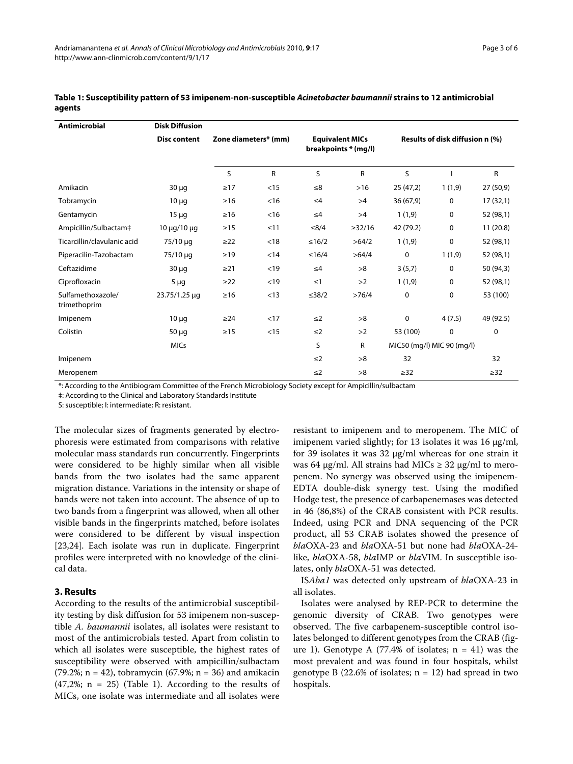**Table 1: Susceptibility pattern of 53 imipenem-non-susceptible *Acinetobacter baumannii* strains to 12 antimicrobial agents**

| Antimicrobial | Disk Diffusion | | | | | | | |
|---|---|---|---|---|---|---|---|---|
| | Disc content | Zone diameters* (mm) | | Equivalent MICs breakpoints * (mg/l) | | Results of disk diffusion n (%) | | |
| | | S | R | S | R | S | I | R |
| Amikacin | 30 µg | ≥17 | <15 | ≤8 | >16 | 25 (47,2) | 1 (1,9) | 27 (50,9) |
| Tobramycin | 10 µg | ≥16 | <16 | ≤4 | >4 | 36 (67,9) | 0 | 17 (32,1) |
| Gentamycin | 15 µg | ≥16 | <16 | ≤4 | >4 | 1 (1,9) | 0 | 52 (98,1) |
| Ampicillin/Sulbactam‡ | 10 µg/10 µg | ≥15 | ≤11 | ≤8/4 | ≥32/16 | 42 (79.2) | 0 | 11 (20.8) |
| Ticarcillin/clavulanic acid | 75/10 µg | ≥22 | <18 | ≤16/2 | >64/2 | 1 (1,9) | 0 | 52 (98,1) |
| Piperacilin-Tazobactam | 75/10 µg | ≥19 | <14 | ≤16/4 | >64/4 | 0 | 1 (1,9) | 52 (98,1) |
| Ceftazidime | 30 µg | ≥21 | <19 | ≤4 | >8 | 3 (5,7) | 0 | 50 (94,3) |
| Ciprofloxacin | 5 µg | ≥22 | <19 | ≤1 | >2 | 1 (1,9) | 0 | 52 (98,1) |
| Sulfamethoxazole/ trimethoprim | 23.75/1.25 µg | ≥16 | <13 | ≤38/2 | >76/4 | 0 | 0 | 53 (100) |
| Imipenem | 10 µg | ≥24 | <17 | ≤2 | >8 | 0 | 4 (7.5) | 49 (92.5) |
| Colistin | 50 µg | ≥15 | <15 | ≤2 | >2 | 53 (100) | 0 | 0 |
| | MICs | | | S | R | MIC50 (mg/l) MIC 90 (mg/l) | | |
| Imipenem | | | | ≤2 | >8 | 32 | | 32 |
| Meropenem | | | | ≤2 | >8 | ≥32 | | ≥32 |

*: According to the Antibiogram Committee of the French Microbiology Society except for Ampicillin/sulbactam

‡: According to the Clinical and Laboratory Standards Institute

S: susceptible; I: intermediate; R: resistant.

The molecular sizes of fragments generated by electrophoresis were estimated from comparisons with relative molecular mass standards run concurrently. Fingerprints were considered to be highly similar when all visible bands from the two isolates had the same apparent migration distance. Variations in the intensity or shape of bands were not taken into account. The absence of up to two bands from a fingerprint was allowed, when all other visible bands in the fingerprints matched, before isolates were considered to be different by visual inspection [23,24]. Each isolate was run in duplicate. Fingerprint profiles were interpreted with no knowledge of the clinical data.

## 3. Results

According to the results of the antimicrobial susceptibility testing by disk diffusion for 53 imipenem non-susceptible *A. baumannii* isolates, all isolates were resistant to most of the antimicrobials tested. Apart from colistin to which all isolates were susceptible, the highest rates of susceptibility were observed with ampicillin/sulbactam (79.2%; n = 42), tobramycin (67.9%; n = 36) and amikacin (47,2%; n = 25) (Table 1). According to the results of MICs, one isolate was intermediate and all isolates were resistant to imipenem and to meropenem. The MIC of imipenem varied slightly; for 13 isolates it was 16 µg/ml, for 39 isolates it was 32 µg/ml whereas for one strain it was 64 µg/ml. All strains had MICs ≥ 32 µg/ml to meropenem. No synergy was observed using the imipenem-EDTA double-disk synergy test. Using the modified Hodge test, the presence of carbapenemases was detected in 46 (86,8%) of the CRAB consistent with PCR results. Indeed, using PCR and DNA sequencing of the PCR product, all 53 CRAB isolates showed the presence of *bla*OXA-23 and *bla*OXA-51 but none had *bla*OXA-24-like, *bla*OXA-58, *bla*IMP or *bla*VIM. In susceptible isolates, only *bla*OXA-51 was detected.

IS*Aba1* was detected only upstream of *bla*OXA-23 in all isolates.

Isolates were analysed by REP-PCR to determine the genomic diversity of CRAB. Two genotypes were observed. The five carbapenem-susceptible control isolates belonged to different genotypes from the CRAB (figure 1). Genotype A (77.4% of isolates; n = 41) was the most prevalent and was found in four hospitals, whilst genotype B (22.6% of isolates; n = 12) had spread in two hospitals.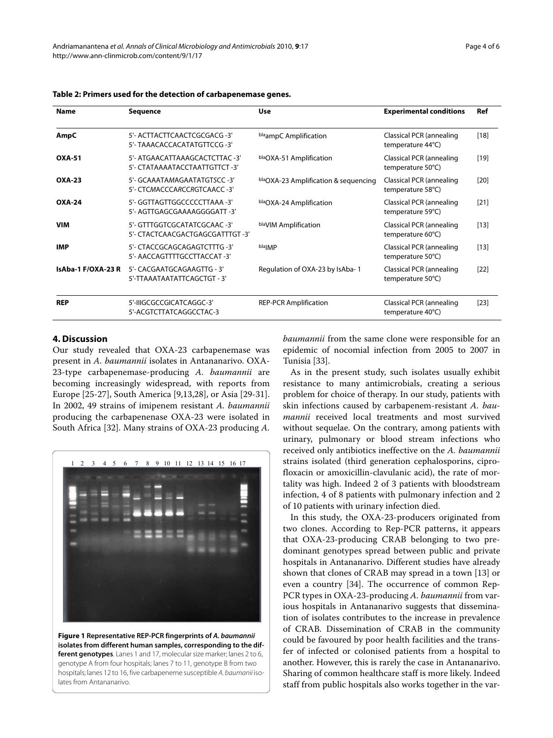**Table 2: Primers used for the detection of carbapenemase genes.**

| Name | Sequence | Use | Experimental conditions | Ref |
| --- | --- | --- | --- | --- |
| **AmpC** | 5'- ACTTACTTCAACTCGCGACG -3'<br>5'- TAAACACCACATATGTTCCG -3' | blaampC Amplification | Classical PCR (annealing temperature 44°C) | [18] |
| **OXA-51** | 5'- ATGAACATTAAAGCACTCTTAC -3'<br>5'- CTATAAAATACCTAATTGTTCT -3' | blaOXA-51 Amplification | Classical PCR (annealing temperature 50°C) | [19] |
| **OXA-23** | 5'- GCAAATAMAGAATATGTSCC -3'<br>5'- CTCMACCCARCCRGTCAACC -3' | blaOXA-23 Amplification & sequencing | Classical PCR (annealing temperature 58°C) | [20] |
| **OXA-24** | 5'- GGTTAGTTGGCCCCCTTAAA -3'<br>5'- AGTTGAGCGAAAAGGGGATT -3' | blaOXA-24 Amplification | Classical PCR (annealing temperature 59°C) | [21] |
| **VIM** | 5'- GTTTGGTCGCATATCGCAAC -3'<br>5'- CTACTCAACGACTGAGCGATTTGT -3' | blaVIM Amplification | Classical PCR (annealing temperature 60°C) | [13] |
| **IMP** | 5'- CTACCGCAGCAGAGTCTTTG -3'<br>5'- AACCAGTTTTGCCTTACCAT -3' | blaIMP | Classical PCR (annealing temperature 50°C) | [13] |
| **IsAba-1 F/OXA-23 R** | 5'- CACGAATGCAGAAGTTG - 3'<br>5'-TTAAATAATATTCAGCTGT - 3' | Regulation of OXA-23 by IsAba- 1 | Classical PCR (annealing temperature 50°C) | [22] |
| **REP** | 5'-IIIGCGCCGICATCAGGC-3'<br>5'-ACGTCTTATCAGGCCTAC-3 | REP-PCR Amplification | Classical PCR (annealing temperature 40°C) | [23] |

## 4. Discussion

Our study revealed that OXA-23 carbapenemase was present in *A. baumannii* isolates in Antananarivo. OXA-23-type carbapenemase-producing *A. baumannii* are becoming increasingly widespread, with reports from Europe [25-27], South America [9,13,28], or Asia [29-31]. In 2002, 49 strains of imipenem resistant *A. baumannii* producing the carbapenemase OXA-23 were isolated in South Africa [32]. Many strains of OXA-23 producing *A. baumannii* from the same clone were responsible for an epidemic of nocomial infection from 2005 to 2007 in Tunisia [33].

**Figure 1 Representative REP-PCR fingerprints of *A. baumannii* isolates from different human samples, corresponding to the different genotypes**. Lanes 1 and 17, molecular size marker; lanes 2 to 6, genotype A from four hospitals; lanes 7 to 11, genotype B from two hospitals; lanes 12 to 16, five carbapeneme susceptible *A. baumanii* isolates from Antananarivo.

As in the present study, such isolates usually exhibit resistance to many antimicrobials, creating a serious problem for choice of therapy. In our study, patients with skin infections caused by carbapenem-resistant *A. baumannii* received local treatments and most survived without sequelae. On the contrary, among patients with urinary, pulmonary or blood stream infections who received only antibiotics ineffective on the *A. baumannii* strains isolated (third generation cephalosporins, ciprofloxacin or amoxicillin-clavulanic acid), the rate of mortality was high. Indeed 2 of 3 patients with bloodstream infection, 4 of 8 patients with pulmonary infection and 2 of 10 patients with urinary infection died.

In this study, the OXA-23-producers originated from two clones. According to Rep-PCR patterns, it appears that OXA-23-producing CRAB belonging to two predominant genotypes spread between public and private hospitals in Antananarivo. Different studies have already shown that clones of CRAB may spread in a town [13] or even a country [34]. The occurrence of common Rep-PCR types in OXA-23-producing *A. baumannii* from various hospitals in Antananarivo suggests that dissemination of isolates contributes to the increase in prevalence of CRAB. Dissemination of CRAB in the community could be favoured by poor health facilities and the transfer of infected or colonised patients from a hospital to another. However, this is rarely the case in Antananarivo. Sharing of common healthcare staff is more likely. Indeed staff from public hospitals also works together in the var-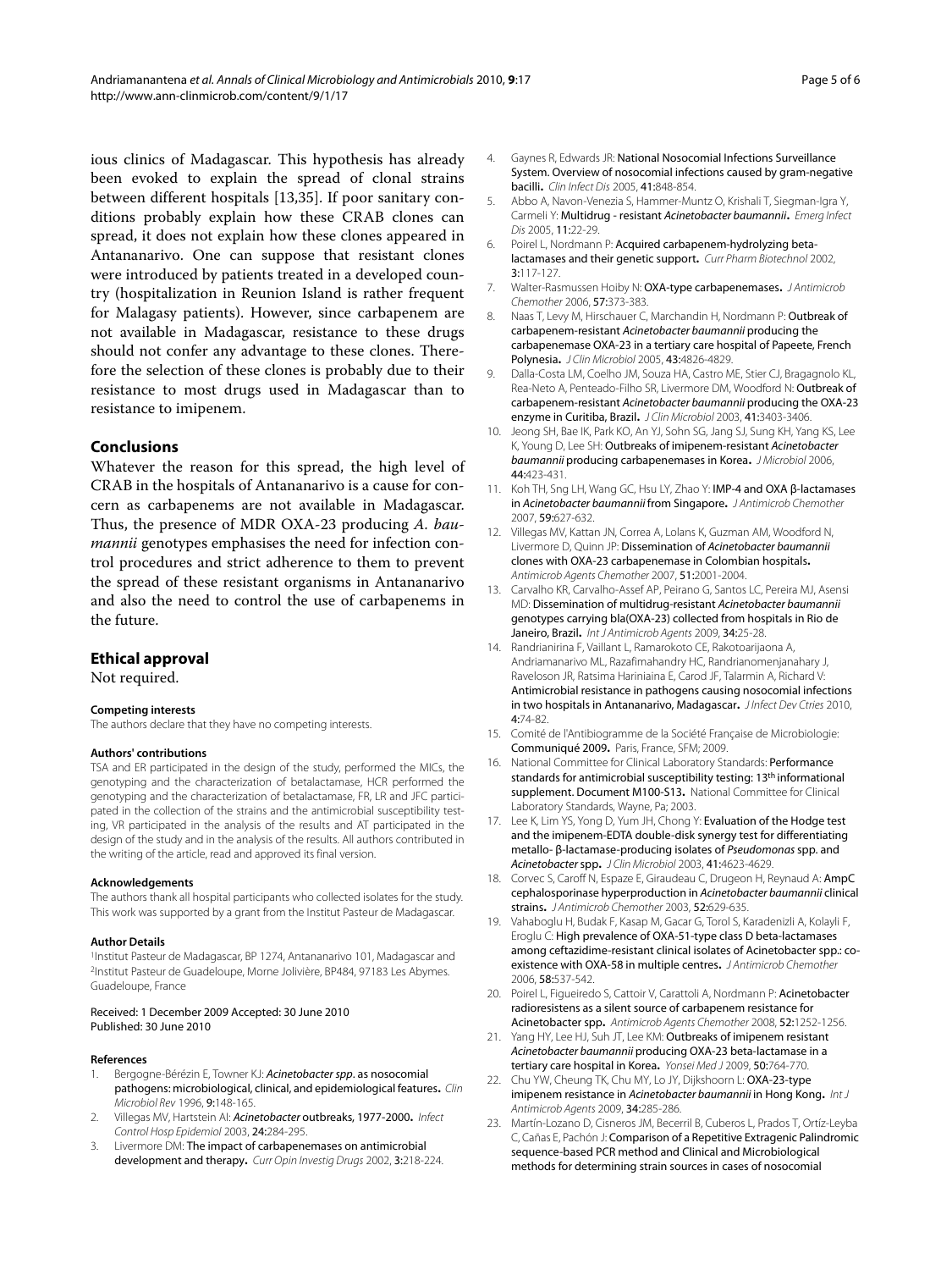ious clinics of Madagascar. This hypothesis has already been evoked to explain the spread of clonal strains between different hospitals [13,35]. If poor sanitary conditions probably explain how these CRAB clones can spread, it does not explain how these clones appeared in Antananarivo. One can suppose that resistant clones were introduced by patients treated in a developed country (hospitalization in Reunion Island is rather frequent for Malagasy patients). However, since carbapenem are not available in Madagascar, resistance to these drugs should not confer any advantage to these clones. Therefore the selection of these clones is probably due to their resistance to most drugs used in Madagascar than to resistance to imipenem.

## Conclusions

Whatever the reason for this spread, the high level of CRAB in the hospitals of Antananarivo is a cause for concern as carbapenems are not available in Madagascar. Thus, the presence of MDR OXA-23 producing *A. baumannii* genotypes emphasises the need for infection control procedures and strict adherence to them to prevent the spread of these resistant organisms in Antananarivo and also the need to control the use of carbapenems in the future.

## Ethical approval

Not required.

#### Competing interests

The authors declare that they have no competing interests.

#### Authors' contributions

TSA and ER participated in the design of the study, performed the MICs, the genotyping and the characterization of betalactamase, HCR performed the genotyping and the characterization of betalactamase, FR, LR and JFC participated in the collection of the strains and the antimicrobial susceptibility testing, VR participated in the analysis of the results and AT participated in the design of the study and in the analysis of the results. All authors contributed in the writing of the article, read and approved its final version.

#### Acknowledgements

The authors thank all hospital participants who collected isolates for the study. This work was supported by a grant from the Institut Pasteur de Madagascar.

#### Author Details

[1]Institut Pasteur de Madagascar, BP 1274, Antananarivo 101, Madagascar and [2]Institut Pasteur de Guadeloupe, Morne Jolivière, BP484, 97183 Les Abymes. Guadeloupe, France

Received: 1 December 2009 Accepted: 30 June 2010
Published: 30 June 2010

#### References

1. Bergogne-Bérézin E, Towner KJ: *Acinetobacter spp*. as nosocomial pathogens: microbiological, clinical, and epidemiological features. *Clin Microbiol Rev* 1996, **9**:148-165.
2. Villegas MV, Hartstein AI: *Acinetobacter* outbreaks, 1977-2000. *Infect Control Hosp Epidemiol* 2003, **24**:284-295.
3. Livermore DM: The impact of carbapenemases on antimicrobial development and therapy. *Curr Opin Investig Drugs* 2002, **3**:218-224.
4. Gaynes R, Edwards JR: National Nosocomial Infections Surveillance System. Overview of nosocomial infections caused by gram-negative bacilli. *Clin Infect Dis* 2005, **41**:848-854.
5. Abbo A, Navon-Venezia S, Hammer-Muntz O, Krishali T, Siegman-Igra Y, Carmeli Y: Multidrug - resistant *Acinetobacter baumannii*. *Emerg Infect Dis* 2005, **11**:22-29.
6. Poirel L, Nordmann P: Acquired carbapenem-hydrolyzing beta-lactamases and their genetic support. *Curr Pharm Biotechnol* 2002, **3**:117-127.
7. Walter-Rasmussen Hoiby N: OXA-type carbapenemases. *J Antimicrob Chemother* 2006, **57**:373-383.
8. Naas T, Levy M, Hirschauer C, Marchandin H, Nordmann P: Outbreak of carbapenem-resistant *Acinetobacter baumannii* producing the carbapenemase OXA-23 in a tertiary care hospital of Papeete, French Polynesia. *J Clin Microbiol* 2005, **43**:4826-4829.
9. Dalla-Costa LM, Coelho JM, Souza HA, Castro ME, Stier CJ, Bragagnolo KL, Rea-Neto A, Penteado-Filho SR, Livermore DM, Woodford N: Outbreak of carbapenem-resistant *Acinetobacter baumannii* producing the OXA-23 enzyme in Curitiba, Brazil. *J Clin Microbiol* 2003, **41**:3403-3406.
10. Jeong SH, Bae IK, Park KO, An YJ, Sohn SG, Jang SJ, Sung KH, Yang KS, Lee K, Young D, Lee SH: Outbreaks of imipenem-resistant *Acinetobacter baumannii* producing carbapenemases in Korea. *J Microbiol* 2006, **44**:423-431.
11. Koh TH, Sng LH, Wang GC, Hsu LY, Zhao Y: IMP-4 and OXA β-lactamases in *Acinetobacter baumannii* from Singapore. *J Antimicrob Chemother* 2007, **59**:627-632.
12. Villegas MV, Kattan JN, Correa A, Lolans K, Guzman AM, Woodford N, Livermore D, Quinn JP: Dissemination of *Acinetobacter baumannii* clones with OXA-23 carbapenemase in Colombian hospitals. *Antimicrob Agents Chemother* 2007, **51**:2001-2004.
13. Carvalho KR, Carvalho-Assef AP, Peirano G, Santos LC, Pereira MJ, Asensi MD: Dissemination of multidrug-resistant *Acinetobacter baumannii* genotypes carrying bla(OXA-23) collected from hospitals in Rio de Janeiro, Brazil. *Int J Antimicrob Agents* 2009, **34**:25-28.
14. Randrianirina F, Vaillant L, Ramarokoto CE, Rakotoarijaona A, Andriamanarivo ML, Razafimahandry HC, Randrianomenjanahary J, Raveloson JR, Ratsima Hariniaina E, Carod JF, Talarmin A, Richard V: Antimicrobial resistance in pathogens causing nosocomial infections in two hospitals in Antananarivo, Madagascar. *J Infect Dev Ctries* 2010, **4**:74-82.
15. Comité de l'Antibiogramme de la Société Française de Microbiologie: Communiqué 2009. Paris, France, SFM; 2009.
16. National Committee for Clinical Laboratory Standards: Performance standards for antimicrobial susceptibility testing: 13th informational supplement. Document M100-S13. National Committee for Clinical Laboratory Standards, Wayne, Pa; 2003.
17. Lee K, Lim YS, Yong D, Yum JH, Chong Y: Evaluation of the Hodge test and the imipenem-EDTA double-disk synergy test for differentiating metallo- β-lactamase-producing isolates of *Pseudomonas* spp. and *Acinetobacter* spp. *J Clin Microbiol* 2003, **41**:4623-4629.
18. Corvec S, Caroff N, Espaze E, Giraudeau C, Drugeon H, Reynaud A: AmpC cephalosporinase hyperproduction in *Acinetobacter baumannii* clinical strains. *J Antimicrob Chemother* 2003, **52**:629-635.
19. Vahaboglu H, Budak F, Kasap M, Gacar G, Torol S, Karadenizli A, Kolayli F, Eroglu C: High prevalence of OXA-51-type class D beta-lactamases among ceftazidime-resistant clinical isolates of Acinetobacter spp.: co-existence with OXA-58 in multiple centres. *J Antimicrob Chemother* 2006, **58**:537-542.
20. Poirel L, Figueiredo S, Cattoir V, Carattoli A, Nordmann P: Acinetobacter radioresistens as a silent source of carbapenem resistance for Acinetobacter spp. *Antimicrob Agents Chemother* 2008, **52**:1252-1256.
21. Yang HY, Lee HJ, Suh JT, Lee KM: Outbreaks of imipenem resistant *Acinetobacter baumannii* producing OXA-23 beta-lactamase in a tertiary care hospital in Korea. *Yonsei Med J* 2009, **50**:764-770.
22. Chu YW, Cheung TK, Chu MY, Lo JY, Dijkshoorn L: OXA-23-type imipenem resistance in *Acinetobacter baumannii* in Hong Kong. *Int J Antimicrob Agents* 2009, **34**:285-286.
23. Martín-Lozano D, Cisneros JM, Becerril B, Cuberos L, Prados T, Ortíz-Leyba C, Cañas E, Pachón J: Comparison of a Repetitive Extragenic Palindromic sequence-based PCR method and Clinical and Microbiological methods for determining strain sources in cases of nosocomial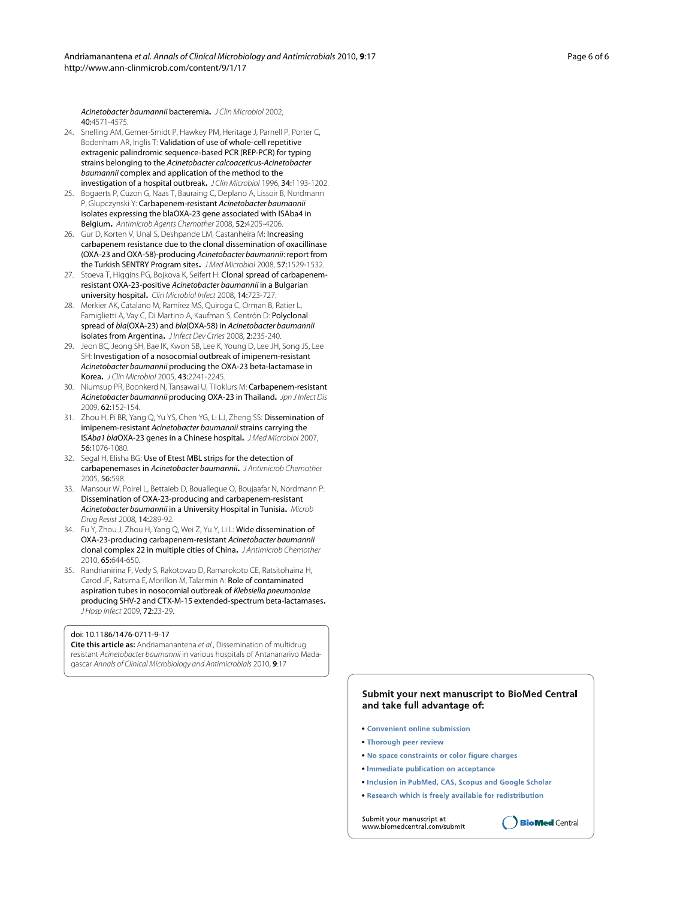*Acinetobacter baumannii* bacteremia. *J Clin Microbiol* 2002, **40**:4571-4575.

24. Snelling AM, Gerner-Smidt P, Hawkey PM, Heritage J, Parnell P, Porter C, Bodenham AR, Inglis T: **Validation of use of whole-cell repetitive extragenic palindromic sequence-based PCR (REP-PCR) for typing strains belonging to the *Acinetobacter calcoaceticus-Acinetobacter baumannii* complex and application of the method to the investigation of a hospital outbreak.** *J Clin Microbiol* 1996, **34**:1193-1202.
25. Bogaerts P, Cuzon G, Naas T, Bauraing C, Deplano A, Lissoir B, Nordmann P, Glupczynski Y: **Carbapenem-resistant *Acinetobacter baumannii* isolates expressing the blaOXA-23 gene associated with ISAba4 in Belgium.** *Antimicrob Agents Chemother* 2008, **52**:4205-4206.
26. Gur D, Korten V, Unal S, Deshpande LM, Castanheira M: **Increasing carbapenem resistance due to the clonal dissemination of oxacillinase (OXA-23 and OXA-58)-producing *Acinetobacter baumannii*: report from the Turkish SENTRY Program sites.** *J Med Microbiol* 2008, **57**:1529-1532.
27. Stoeva T, Higgins PG, Bojkova K, Seifert H: **Clonal spread of carbapenem-resistant OXA-23-positive *Acinetobacter baumannii* in a Bulgarian university hospital.** *Clin Microbiol Infect* 2008, **14**:723-727.
28. Merkier AK, Catalano M, Ramírez MS, Quiroga C, Orman B, Ratier L, Famiglietti A, Vay C, Di Martino A, Kaufman S, Centrón D: **Polyclonal spread of *bla*(OXA-23) and *bla*(OXA-58) in *Acinetobacter baumannii* isolates from Argentina.** *J Infect Dev Ctries* 2008, **2**:235-240.
29. Jeon BC, Jeong SH, Bae IK, Kwon SB, Lee K, Young D, Lee JH, Song JS, Lee SH: **Investigation of a nosocomial outbreak of imipenem-resistant *Acinetobacter baumannii* producing the OXA-23 beta-lactamase in Korea.** *J Clin Microbiol* 2005, **43**:2241-2245.
30. Niumsup PR, Boonkerd N, Tansawai U, Tiloklurs M: **Carbapenem-resistant *Acinetobacter baumannii* producing OXA-23 in Thailand.** *Jpn J Infect Dis* 2009, **62**:152-154.
31. Zhou H, Pi BR, Yang Q, Yu YS, Chen YG, Li LJ, Zheng SS: **Dissemination of imipenem-resistant *Acinetobacter baumannii* strains carrying the IS*Aba1 bla*OXA-23 genes in a Chinese hospital.** *J Med Microbiol* 2007, **56**:1076-1080.
32. Segal H, Elisha BG: **Use of Etest MBL strips for the detection of carbapenemases in *Acinetobacter baumannii*.** *J Antimicrob Chemother* 2005, **56**:598.
33. Mansour W, Poirel L, Bettaieb D, Bouallegue O, Boujaafar N, Nordmann P: **Dissemination of OXA-23-producing and carbapenem-resistant *Acinetobacter baumannii* in a University Hospital in Tunisia.** *Microb Drug Resist* 2008, **14**:289-92.
34. Fu Y, Zhou J, Zhou H, Yang Q, Wei Z, Yu Y, Li L: **Wide dissemination of OXA-23-producing carbapenem-resistant *Acinetobacter baumannii* clonal complex 22 in multiple cities of China.** *J Antimicrob Chemother* 2010, **65**:644-650.
35. Randrianirina F, Vedy S, Rakotovao D, Ramarokoto CE, Ratsitohaina H, Carod JF, Ratsima E, Morillon M, Talarmin A: **Role of contaminated aspiration tubes in nosocomial outbreak of *Klebsiella pneumoniae* producing SHV-2 and CTX-M-15 extended-spectrum beta-lactamases.** *J Hosp Infect* 2009, **72**:23-29.

doi: 10.1186/1476-0711-9-17

**Cite this article as:** Andriamanantena *et al.*, Dissemination of multidrug resistant *Acinetobacter baumannii* in various hospitals of Antananarivo Madagascar *Annals of Clinical Microbiology and Antimicrobials* 2010, **9**:17

**Submit your next manuscript to BioMed Central and take full advantage of:**

- **Convenient online submission**
- **Thorough peer review**
- **No space constraints or color figure charges**
- **Immediate publication on acceptance**
- **Inclusion in PubMed, CAS, Scopus and Google Scholar**
- **Research which is freely available for redistribution**

Submit your manuscript at
www.biomedcentral.com/submit

BioMed Central